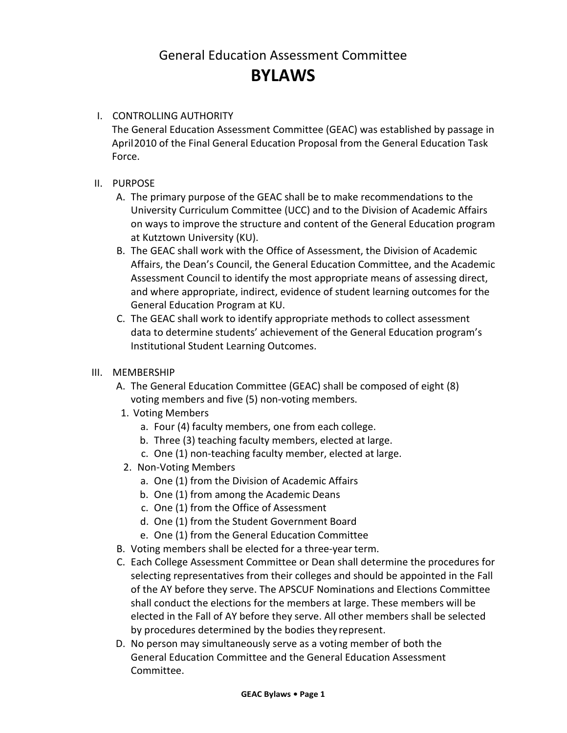# General Education Assessment Committee

# BYLAWS

I. CONTROLLING AUTHORITY

The General Education Assessment Committee (GEAC) was established by passage in April 2010 of the Final General Education Proposal from the General Education Task Force.

II. PURPOSE

A. The primary purpose of the GEAC shall be to make recommendations to the University Curriculum Committee (UCC) and to the Division of Academic Affairs on ways to improve the structure and content of the General Education program at Kutztown University (KU).

B. The GEAC shall work with the Office of Assessment, the Division of Academic Affairs, the Dean's Council, the General Education Committee, and the Academic Assessment Council to identify the most appropriate means of assessing direct, and where appropriate, indirect, evidence of student learning outcomes for the General Education Program at KU.

C. The GEAC shall work to identify appropriate methods to collect assessment data to determine students' achievement of the General Education program's Institutional Student Learning Outcomes.

III. MEMBERSHIP

A. The General Education Committee (GEAC) shall be composed of eight (8) voting members and five (5) non-voting members.

1. Voting Members
   a. Four (4) faculty members, one from each college.
   b. Three (3) teaching faculty members, elected at large.
   c. One (1) non-teaching faculty member, elected at large.
2. Non-Voting Members
   a. One (1) from the Division of Academic Affairs
   b. One (1) from among the Academic Deans
   c. One (1) from the Office of Assessment
   d. One (1) from the Student Government Board
   e. One (1) from the General Education Committee

B. Voting members shall be elected for a three-year term.

C. Each College Assessment Committee or Dean shall determine the procedures for selecting representatives from their colleges and should be appointed in the Fall of the AY before they serve. The APSCUF Nominations and Elections Committee shall conduct the elections for the members at large. These members will be elected in the Fall of AY before they serve. All other members shall be selected by procedures determined by the bodies they represent.

D. No person may simultaneously serve as a voting member of both the General Education Committee and the General Education Assessment Committee.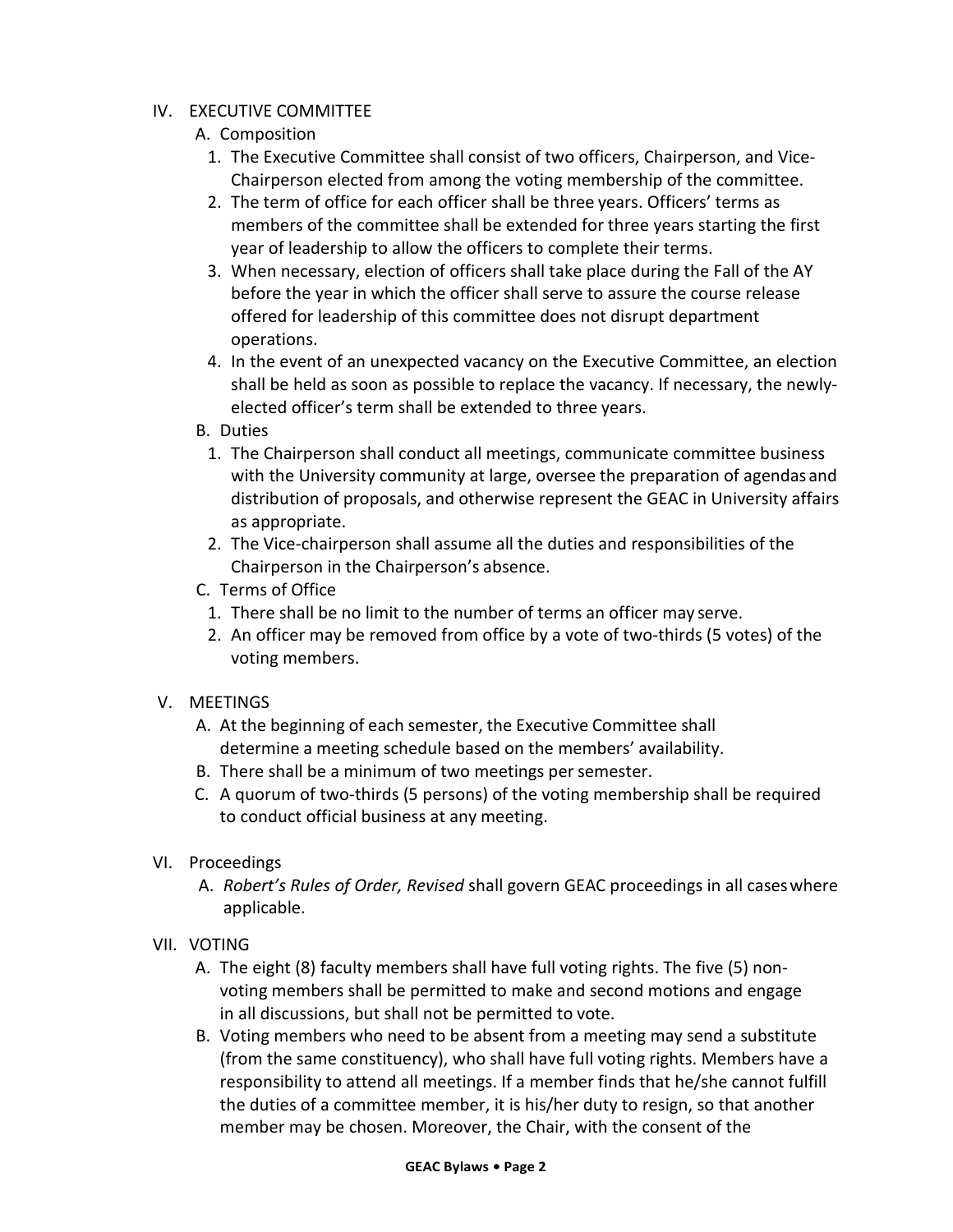## IV. EXECUTIVE COMMITTEE

### A. Composition

1. The Executive Committee shall consist of two officers, Chairperson, and Vice-Chairperson elected from among the voting membership of the committee.
2. The term of office for each officer shall be three years. Officers' terms as members of the committee shall be extended for three years starting the first year of leadership to allow the officers to complete their terms.
3. When necessary, election of officers shall take place during the Fall of the AY before the year in which the officer shall serve to assure the course release offered for leadership of this committee does not disrupt department operations.
4. In the event of an unexpected vacancy on the Executive Committee, an election shall be held as soon as possible to replace the vacancy. If necessary, the newly-elected officer's term shall be extended to three years.

### B. Duties

1. The Chairperson shall conduct all meetings, communicate committee business with the University community at large, oversee the preparation of agendas and distribution of proposals, and otherwise represent the GEAC in University affairs as appropriate.
2. The Vice-chairperson shall assume all the duties and responsibilities of the Chairperson in the Chairperson's absence.

### C. Terms of Office

1. There shall be no limit to the number of terms an officer may serve.
2. An officer may be removed from office by a vote of two-thirds (5 votes) of the voting members.

## V. MEETINGS

A. At the beginning of each semester, the Executive Committee shall determine a meeting schedule based on the members' availability.

B. There shall be a minimum of two meetings per semester.

C. A quorum of two-thirds (5 persons) of the voting membership shall be required to conduct official business at any meeting.

## VI. Proceedings

A. *Robert's Rules of Order, Revised* shall govern GEAC proceedings in all cases where applicable.

## VII. VOTING

A. The eight (8) faculty members shall have full voting rights. The five (5) non-voting members shall be permitted to make and second motions and engage in all discussions, but shall not be permitted to vote.

B. Voting members who need to be absent from a meeting may send a substitute (from the same constituency), who shall have full voting rights. Members have a responsibility to attend all meetings. If a member finds that he/she cannot fulfill the duties of a committee member, it is his/her duty to resign, so that another member may be chosen. Moreover, the Chair, with the consent of the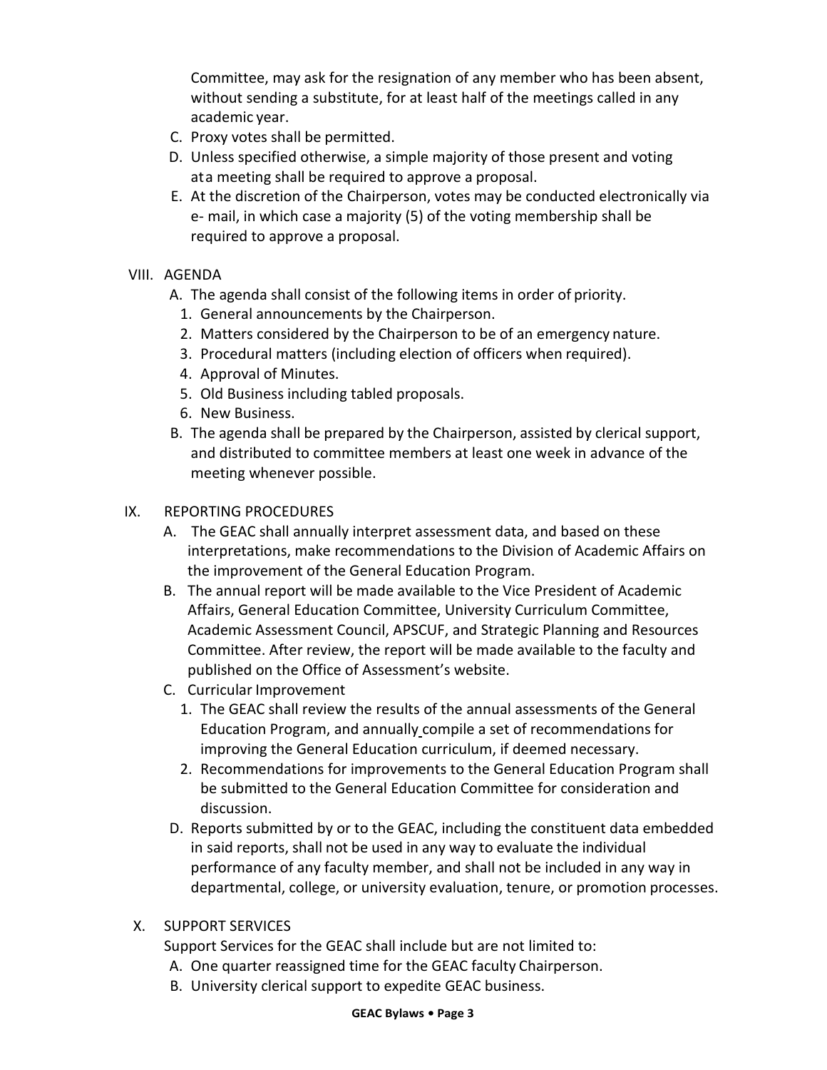Committee, may ask for the resignation of any member who has been absent, without sending a substitute, for at least half of the meetings called in any academic year.

C. Proxy votes shall be permitted.
D. Unless specified otherwise, a simple majority of those present and voting ata meeting shall be required to approve a proposal.
E. At the discretion of the Chairperson, votes may be conducted electronically via e- mail, in which case a majority (5) of the voting membership shall be required to approve a proposal.

VIII. AGENDA

A. The agenda shall consist of the following items in order of priority.
   1. General announcements by the Chairperson.
   2. Matters considered by the Chairperson to be of an emergency nature.
   3. Procedural matters (including election of officers when required).
   4. Approval of Minutes.
   5. Old Business including tabled proposals.
   6. New Business.
B. The agenda shall be prepared by the Chairperson, assisted by clerical support, and distributed to committee members at least one week in advance of the meeting whenever possible.

IX. REPORTING PROCEDURES

A. The GEAC shall annually interpret assessment data, and based on these interpretations, make recommendations to the Division of Academic Affairs on the improvement of the General Education Program.
B. The annual report will be made available to the Vice President of Academic Affairs, General Education Committee, University Curriculum Committee, Academic Assessment Council, APSCUF, and Strategic Planning and Resources Committee. After review, the report will be made available to the faculty and published on the Office of Assessment's website.
C. Curricular Improvement
   1. The GEAC shall review the results of the annual assessments of the General Education Program, and annually compile a set of recommendations for improving the General Education curriculum, if deemed necessary.
   2. Recommendations for improvements to the General Education Program shall be submitted to the General Education Committee for consideration and discussion.
D. Reports submitted by or to the GEAC, including the constituent data embedded in said reports, shall not be used in any way to evaluate the individual performance of any faculty member, and shall not be included in any way in departmental, college, or university evaluation, tenure, or promotion processes.

X. SUPPORT SERVICES

Support Services for the GEAC shall include but are not limited to:

A. One quarter reassigned time for the GEAC faculty Chairperson.
B. University clerical support to expedite GEAC business.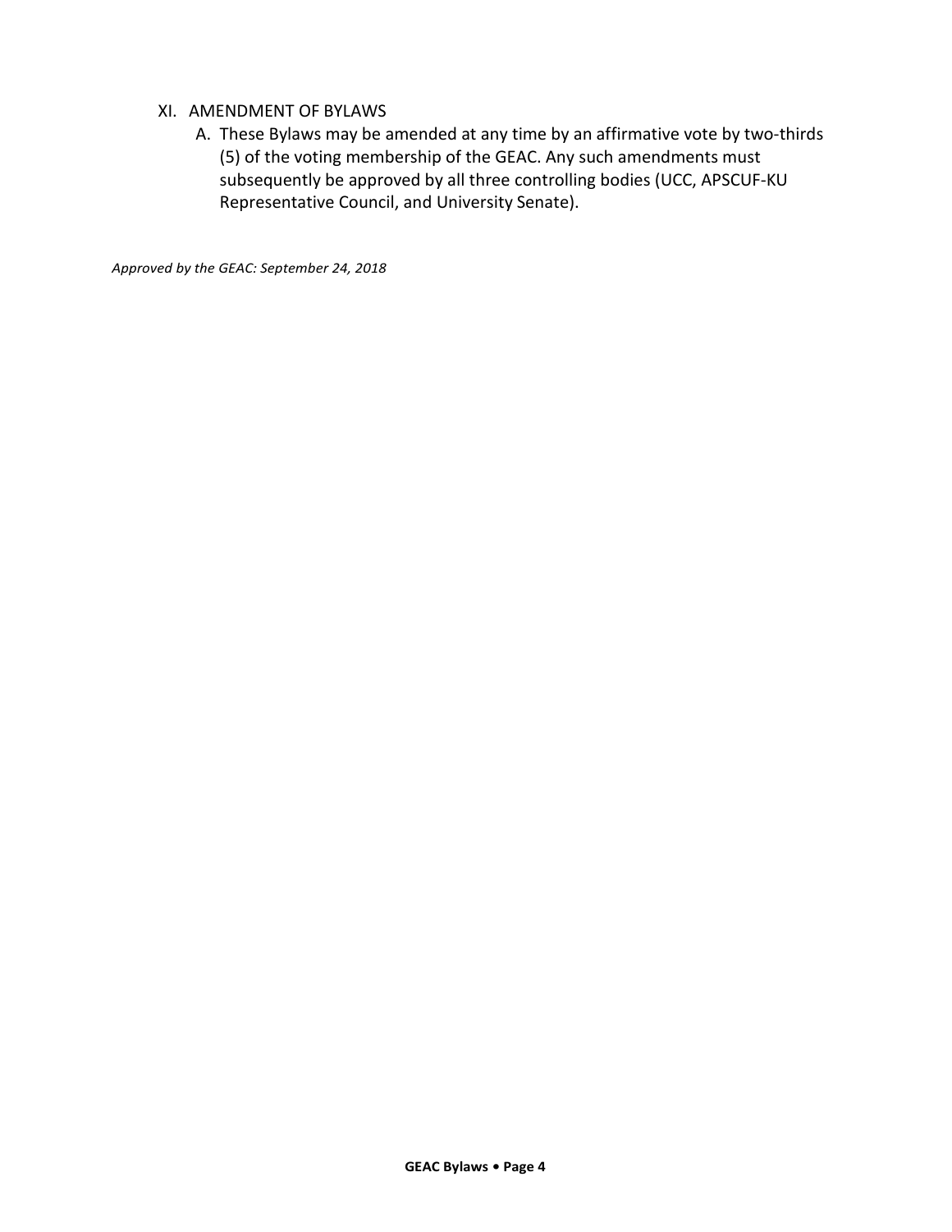XI. AMENDMENT OF BYLAWS

A. These Bylaws may be amended at any time by an affirmative vote by two-thirds (5) of the voting membership of the GEAC. Any such amendments must subsequently be approved by all three controlling bodies (UCC, APSCUF-KU Representative Council, and University Senate).

*Approved by the GEAC: September 24, 2018*